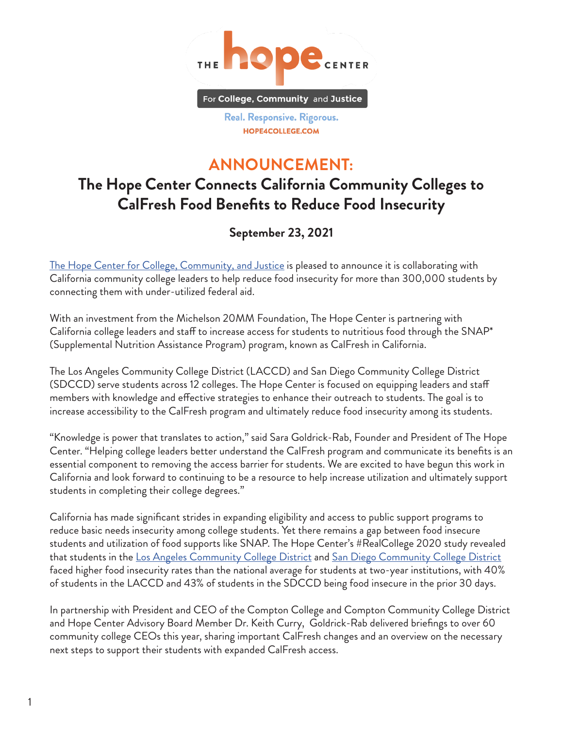THE **hope** CENTER

For **College, Community** and **Justice**

**Real. Responsive. Rigorous.**

**HOPE4COLLEGE.COM**

# ANNOUNCEMENT:

## The Hope Center Connects California Community Colleges to CalFresh Food Benefits to Reduce Food Insecurity

### September 23, 2021

[The Hope Center for College, Community, and Justice](#) is pleased to announce it is collaborating with California community college leaders to help reduce food insecurity for more than 300,000 students by connecting them with under-utilized federal aid.

With an investment from the Michelson 20MM Foundation, The Hope Center is partnering with California college leaders and staff to increase access for students to nutritious food through the SNAP* (Supplemental Nutrition Assistance Program) program, known as CalFresh in California.

The Los Angeles Community College District (LACCD) and San Diego Community College District (SDCCD) serve students across 12 colleges. The Hope Center is focused on equipping leaders and staff members with knowledge and effective strategies to enhance their outreach to students. The goal is to increase accessibility to the CalFresh program and ultimately reduce food insecurity among its students.

"Knowledge is power that translates to action," said Sara Goldrick-Rab, Founder and President of The Hope Center. "Helping college leaders better understand the CalFresh program and communicate its benefits is an essential component to removing the access barrier for students. We are excited to have begun this work in California and look forward to continuing to be a resource to help increase utilization and ultimately support students in completing their college degrees."

California has made significant strides in expanding eligibility and access to public support programs to reduce basic needs insecurity among college students. Yet there remains a gap between food insecure students and utilization of food supports like SNAP. The Hope Center's #RealCollege 2020 study revealed that students in the [Los Angeles Community College District](#) and [San Diego Community College District](#) faced higher food insecurity rates than the national average for students at two-year institutions, with 40% of students in the LACCD and 43% of students in the SDCCD being food insecure in the prior 30 days.

In partnership with President and CEO of the Compton College and Compton Community College District and Hope Center Advisory Board Member Dr. Keith Curry, Goldrick-Rab delivered briefings to over 60 community college CEOs this year, sharing important CalFresh changes and an overview on the necessary next steps to support their students with expanded CalFresh access.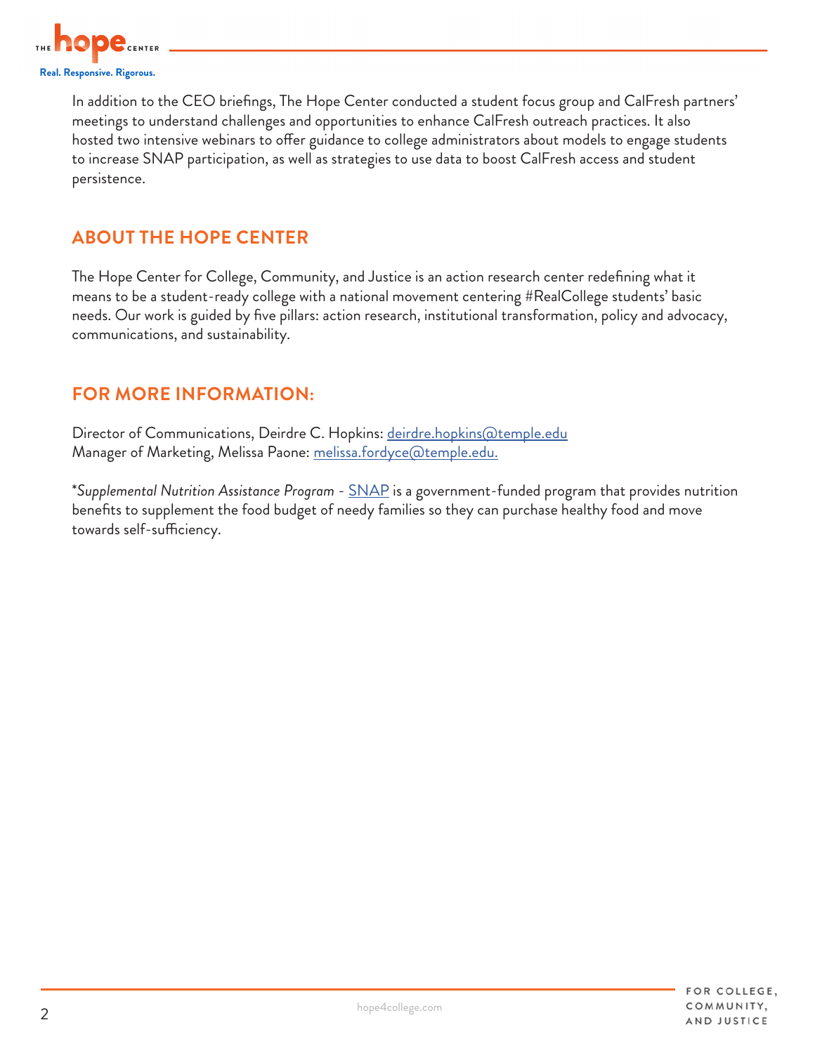In addition to the CEO briefings, The Hope Center conducted a student focus group and CalFresh partners' meetings to understand challenges and opportunities to enhance CalFresh outreach practices. It also hosted two intensive webinars to offer guidance to college administrators about models to engage students to increase SNAP participation, as well as strategies to use data to boost CalFresh access and student persistence.

## ABOUT THE HOPE CENTER

The Hope Center for College, Community, and Justice is an action research center redefining what it means to be a student-ready college with a national movement centering #RealCollege students' basic needs. Our work is guided by five pillars: action research, institutional transformation, policy and advocacy, communications, and sustainability.

## FOR MORE INFORMATION:

Director of Communications, Deirdre C. Hopkins: deirdre.hopkins@temple.edu
Manager of Marketing, Melissa Paone: melissa.fordyce@temple.edu.

*\*Supplemental Nutrition Assistance Program* - SNAP is a government-funded program that provides nutrition benefits to supplement the food budget of needy families so they can purchase healthy food and move towards self-sufficiency.